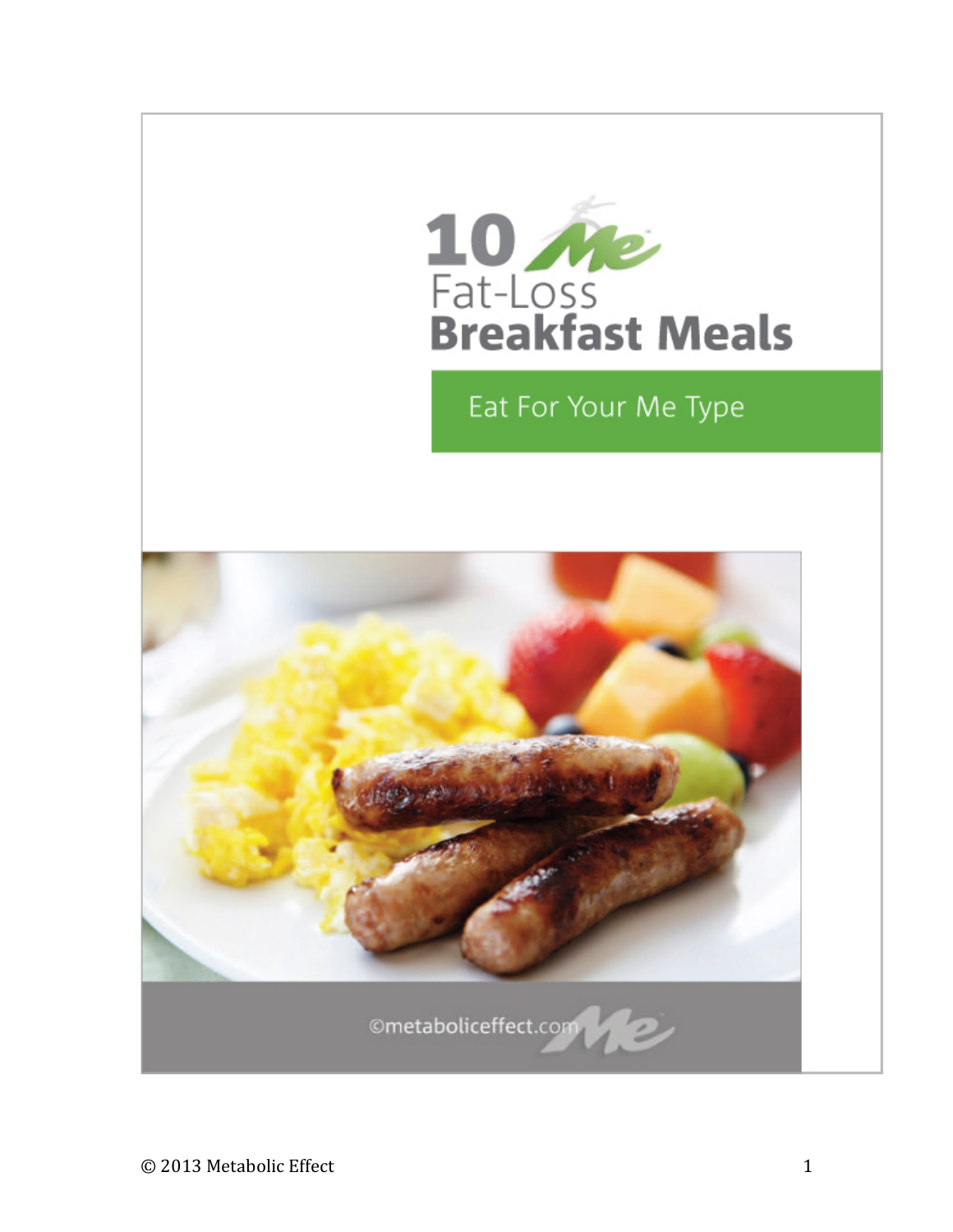# 10 Me Fat-Loss Breakfast Meals

## Eat For Your Me Type

©metaboliceffect.com

© 2013 Metabolic Effect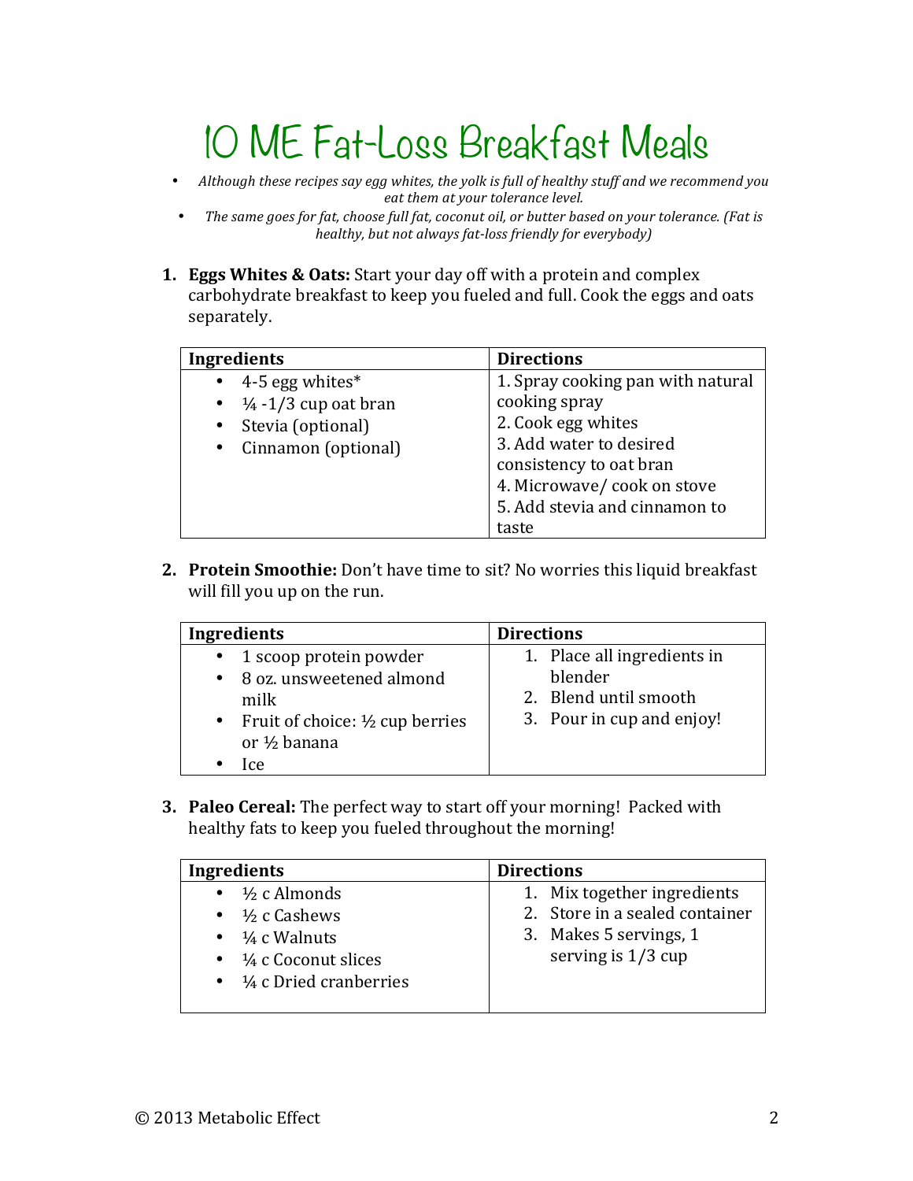# 10 ME Fat-Loss Breakfast Meals

- *Although these recipes say egg whites, the yolk is full of healthy stuff and we recommend you eat them at your tolerance level.*
- *The same goes for fat, choose full fat, coconut oil, or butter based on your tolerance. (Fat is healthy, but not always fat-loss friendly for everybody)*

1. **Eggs Whites & Oats:** Start your day off with a protein and complex carbohydrate breakfast to keep you fueled and full. Cook the eggs and oats separately.

| Ingredients | Directions |
|---|---|
| • 4-5 egg whites*<br>• ¼ -1/3 cup oat bran<br>• Stevia (optional)<br>• Cinnamon (optional) | 1. Spray cooking pan with natural cooking spray<br>2. Cook egg whites<br>3. Add water to desired consistency to oat bran<br>4. Microwave/ cook on stove<br>5. Add stevia and cinnamon to taste |

2. **Protein Smoothie:** Don't have time to sit? No worries this liquid breakfast will fill you up on the run.

| Ingredients | Directions |
|---|---|
| • 1 scoop protein powder<br>• 8 oz. unsweetened almond milk<br>• Fruit of choice: ½ cup berries or ½ banana<br>• Ice | 1. Place all ingredients in blender<br>2. Blend until smooth<br>3. Pour in cup and enjoy! |

3. **Paleo Cereal:** The perfect way to start off your morning! Packed with healthy fats to keep you fueled throughout the morning!

| Ingredients | Directions |
|---|---|
| • ½ c Almonds<br>• ½ c Cashews<br>• ¼ c Walnuts<br>• ¼ c Coconut slices<br>• ¼ c Dried cranberries | 1. Mix together ingredients<br>2. Store in a sealed container<br>3. Makes 5 servings, 1 serving is 1/3 cup |

© 2013 Metabolic Effect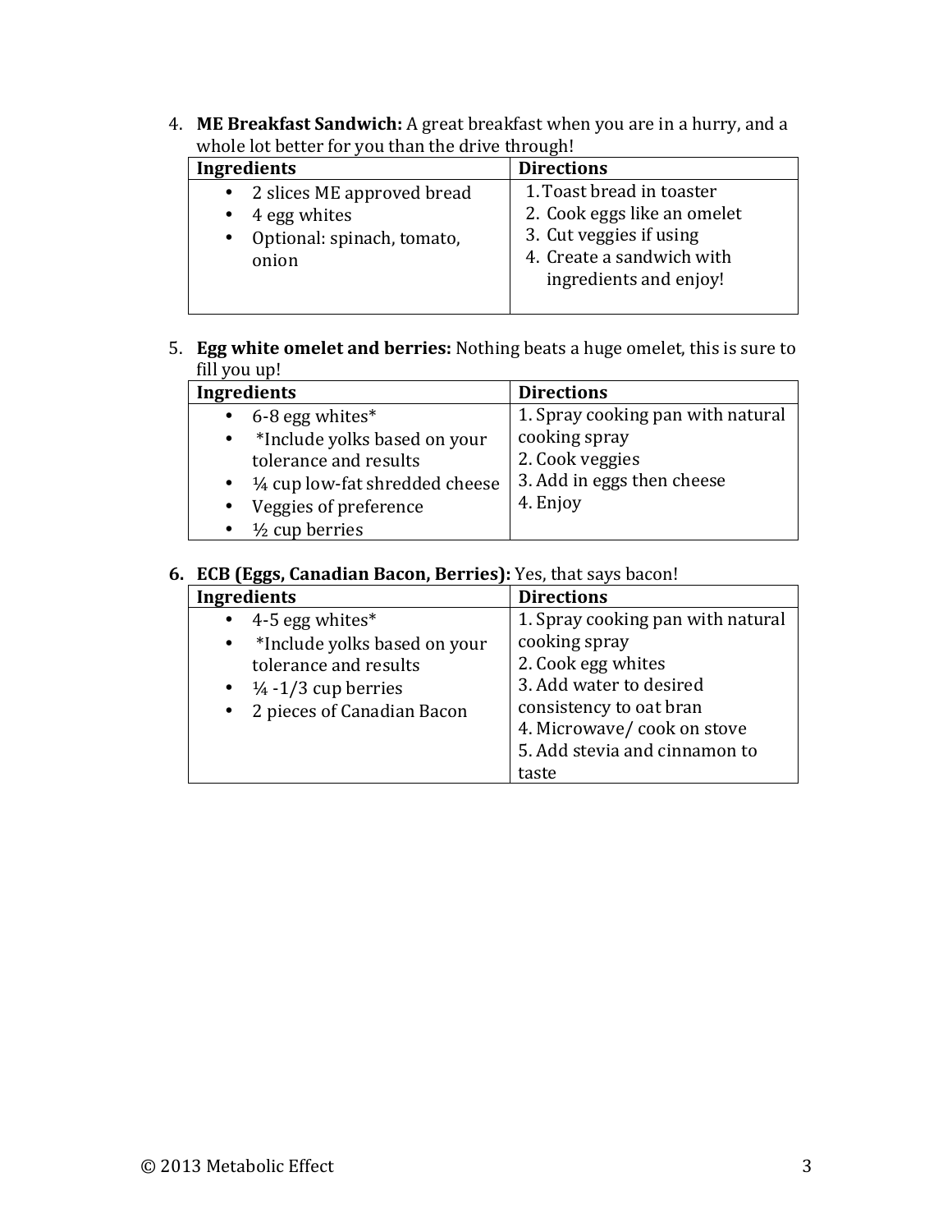4. **ME Breakfast Sandwich:** A great breakfast when you are in a hurry, and a whole lot better for you than the drive through!

| Ingredients | Directions |
| --- | --- |
| • 2 slices ME approved bread<br>• 4 egg whites<br>• Optional: spinach, tomato, onion | 1. Toast bread in toaster<br>2. Cook eggs like an omelet<br>3. Cut veggies if using<br>4. Create a sandwich with ingredients and enjoy! |

5. **Egg white omelet and berries:** Nothing beats a huge omelet, this is sure to fill you up!

| Ingredients | Directions |
| --- | --- |
| • 6-8 egg whites*<br>• *Include yolks based on your tolerance and results<br>• ¼ cup low-fat shredded cheese<br>• Veggies of preference<br>• ½ cup berries | 1. Spray cooking pan with natural cooking spray<br>2. Cook veggies<br>3. Add in eggs then cheese<br>4. Enjoy |

6. **ECB (Eggs, Canadian Bacon, Berries):** Yes, that says bacon!

| Ingredients | Directions |
| --- | --- |
| • 4-5 egg whites*<br>• *Include yolks based on your tolerance and results<br>• ¼ -1/3 cup berries<br>• 2 pieces of Canadian Bacon | 1. Spray cooking pan with natural cooking spray<br>2. Cook egg whites<br>3. Add water to desired consistency to oat bran<br>4. Microwave/ cook on stove<br>5. Add stevia and cinnamon to taste |

© 2013 Metabolic Effect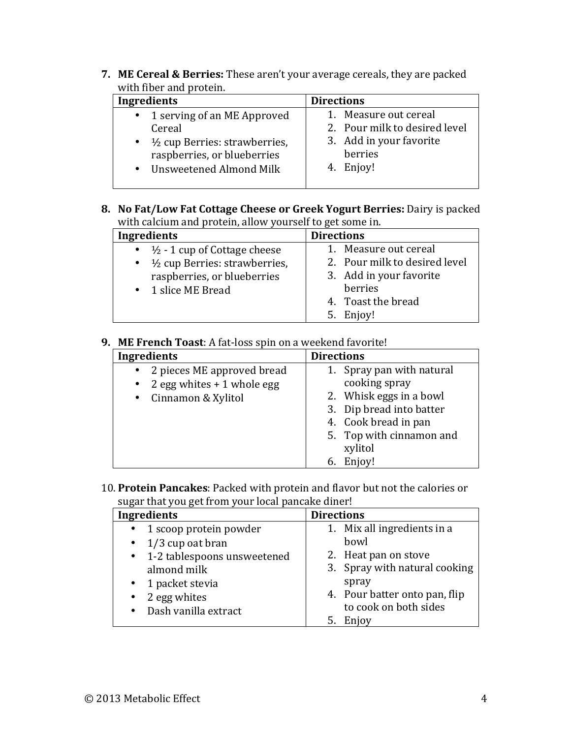7. **ME Cereal & Berries:** These aren't your average cereals, they are packed with fiber and protein.

| Ingredients | Directions |
|---|---|
| • 1 serving of an ME Approved Cereal<br>• ½ cup Berries: strawberries, raspberries, or blueberries<br>• Unsweetened Almond Milk | 1. Measure out cereal<br>2. Pour milk to desired level<br>3. Add in your favorite berries<br>4. Enjoy! |

8. **No Fat/Low Fat Cottage Cheese or Greek Yogurt Berries:** Dairy is packed with calcium and protein, allow yourself to get some in.

| Ingredients | Directions |
|---|---|
| • ½ - 1 cup of Cottage cheese<br>• ½ cup Berries: strawberries, raspberries, or blueberries<br>• 1 slice ME Bread | 1. Measure out cereal<br>2. Pour milk to desired level<br>3. Add in your favorite berries<br>4. Toast the bread<br>5. Enjoy! |

9. **ME French Toast**: A fat-loss spin on a weekend favorite!

| Ingredients | Directions |
|---|---|
| • 2 pieces ME approved bread<br>• 2 egg whites + 1 whole egg<br>• Cinnamon & Xylitol | 1. Spray pan with natural cooking spray<br>2. Whisk eggs in a bowl<br>3. Dip bread into batter<br>4. Cook bread in pan<br>5. Top with cinnamon and xylitol<br>6. Enjoy! |

10. **Protein Pancakes**: Packed with protein and flavor but not the calories or sugar that you get from your local pancake diner!

| Ingredients | Directions |
|---|---|
| • 1 scoop protein powder<br>• 1/3 cup oat bran<br>• 1-2 tablespoons unsweetened almond milk<br>• 1 packet stevia<br>• 2 egg whites<br>• Dash vanilla extract | 1. Mix all ingredients in a bowl<br>2. Heat pan on stove<br>3. Spray with natural cooking spray<br>4. Pour batter onto pan, flip to cook on both sides<br>5. Enjoy |

© 2013 Metabolic Effect